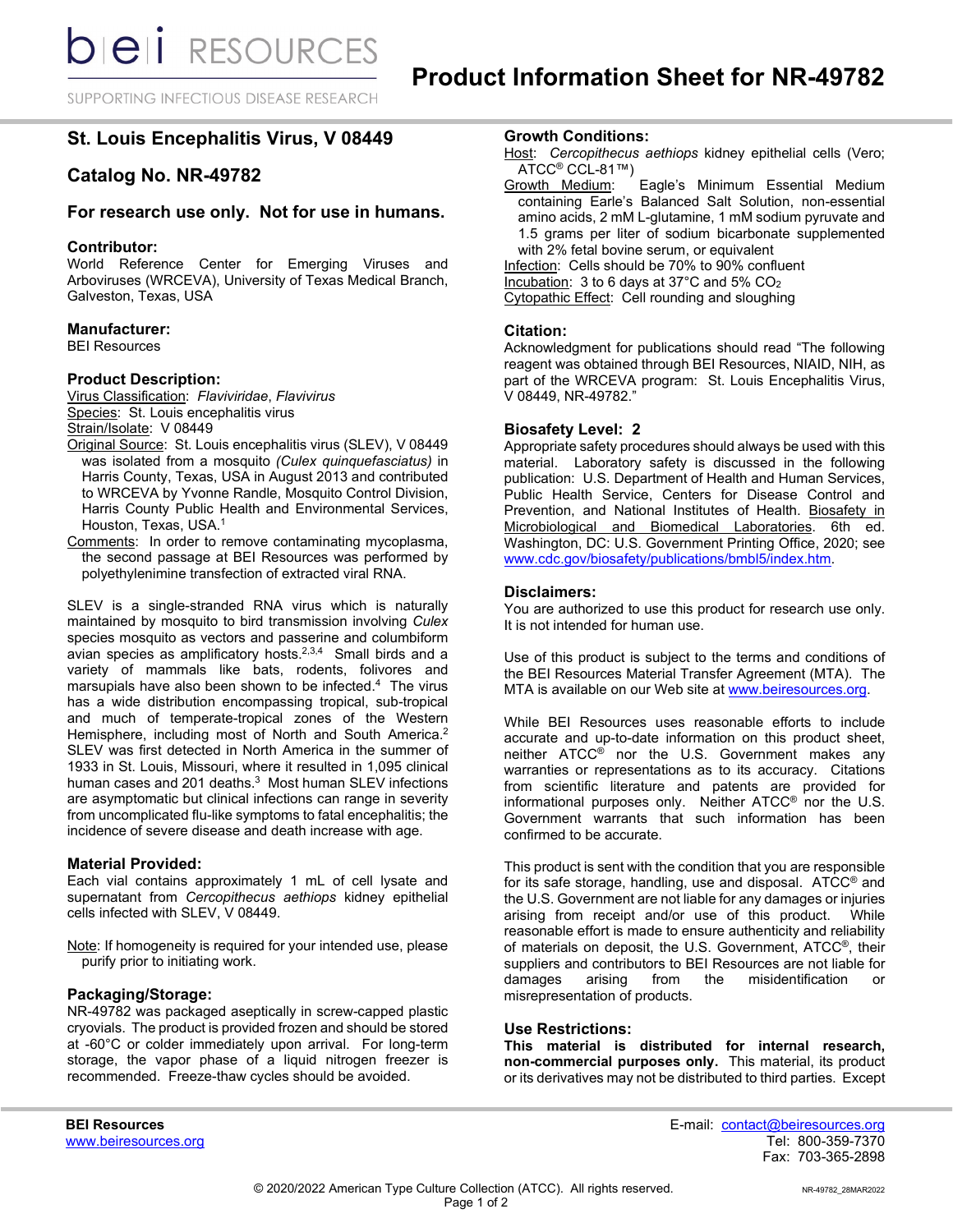# Product Information Sheet for NR-49782

## St. Louis Encephalitis Virus, V 08449

## Catalog No. NR-49782

### For research use only. Not for use in humans.

### Contributor:

World Reference Center for Emerging Viruses and Arboviruses (WRCEVA), University of Texas Medical Branch, Galveston, Texas, USA

### Manufacturer:

BEI Resources

### Product Description:

Virus Classification: *Flaviviridae*, *Flavivirus*
Species: St. Louis encephalitis virus
Strain/Isolate: V 08449
Original Source: St. Louis encephalitis virus (SLEV), V 08449 was isolated from a mosquito *(Culex quinquefasciatus)* in Harris County, Texas, USA in August 2013 and contributed to WRCEVA by Yvonne Randle, Mosquito Control Division, Harris County Public Health and Environmental Services, Houston, Texas, USA.[1]
Comments: In order to remove contaminating mycoplasma, the second passage at BEI Resources was performed by polyethylenimine transfection of extracted viral RNA.

SLEV is a single-stranded RNA virus which is naturally maintained by mosquito to bird transmission involving *Culex* species mosquito as vectors and passerine and columbiform avian species as amplificatory hosts.[2,3,4] Small birds and a variety of mammals like bats, rodents, folivores and marsupials have also been shown to be infected.[4] The virus has a wide distribution encompassing tropical, sub-tropical and much of temperate-tropical zones of the Western Hemisphere, including most of North and South America.[2] SLEV was first detected in North America in the summer of 1933 in St. Louis, Missouri, where it resulted in 1,095 clinical human cases and 201 deaths.[3] Most human SLEV infections are asymptomatic but clinical infections can range in severity from uncomplicated flu-like symptoms to fatal encephalitis; the incidence of severe disease and death increase with age.

### Material Provided:

Each vial contains approximately 1 mL of cell lysate and supernatant from *Cercopithecus aethiops* kidney epithelial cells infected with SLEV, V 08449.

Note: If homogeneity is required for your intended use, please purify prior to initiating work.

### Packaging/Storage:

NR-49782 was packaged aseptically in screw-capped plastic cryovials. The product is provided frozen and should be stored at -60°C or colder immediately upon arrival. For long-term storage, the vapor phase of a liquid nitrogen freezer is recommended. Freeze-thaw cycles should be avoided.

### Growth Conditions:

Host: *Cercopithecus aethiops* kidney epithelial cells (Vero; ATCC® CCL-81™)
Growth Medium: Eagle's Minimum Essential Medium containing Earle's Balanced Salt Solution, non-essential amino acids, 2 mM L-glutamine, 1 mM sodium pyruvate and 1.5 grams per liter of sodium bicarbonate supplemented with 2% fetal bovine serum, or equivalent
Infection: Cells should be 70% to 90% confluent
Incubation: 3 to 6 days at 37°C and 5% $CO_2$
Cytopathic Effect: Cell rounding and sloughing

### Citation:

Acknowledgment for publications should read "The following reagent was obtained through BEI Resources, NIAID, NIH, as part of the WRCEVA program: St. Louis Encephalitis Virus, V 08449, NR-49782."

### Biosafety Level: 2

Appropriate safety procedures should always be used with this material. Laboratory safety is discussed in the following publication: U.S. Department of Health and Human Services, Public Health Service, Centers for Disease Control and Prevention, and National Institutes of Health. Biosafety in Microbiological and Biomedical Laboratories. 6th ed. Washington, DC: U.S. Government Printing Office, 2020; see www.cdc.gov/biosafety/publications/bmbl5/index.htm.

### Disclaimers:

You are authorized to use this product for research use only. It is not intended for human use.

Use of this product is subject to the terms and conditions of the BEI Resources Material Transfer Agreement (MTA). The MTA is available on our Web site at www.beiresources.org.

While BEI Resources uses reasonable efforts to include accurate and up-to-date information on this product sheet, neither ATCC® nor the U.S. Government makes any warranties or representations as to its accuracy. Citations from scientific literature and patents are provided for informational purposes only. Neither ATCC® nor the U.S. Government warrants that such information has been confirmed to be accurate.

This product is sent with the condition that you are responsible for its safe storage, handling, use and disposal. ATCC® and the U.S. Government are not liable for any damages or injuries arising from receipt and/or use of this product. While reasonable effort is made to ensure authenticity and reliability of materials on deposit, the U.S. Government, ATCC®, their suppliers and contributors to BEI Resources are not liable for damages arising from the misidentification or misrepresentation of products.

### Use Restrictions:

**This material is distributed for internal research, non-commercial purposes only.** This material, its product or its derivatives may not be distributed to third parties. Except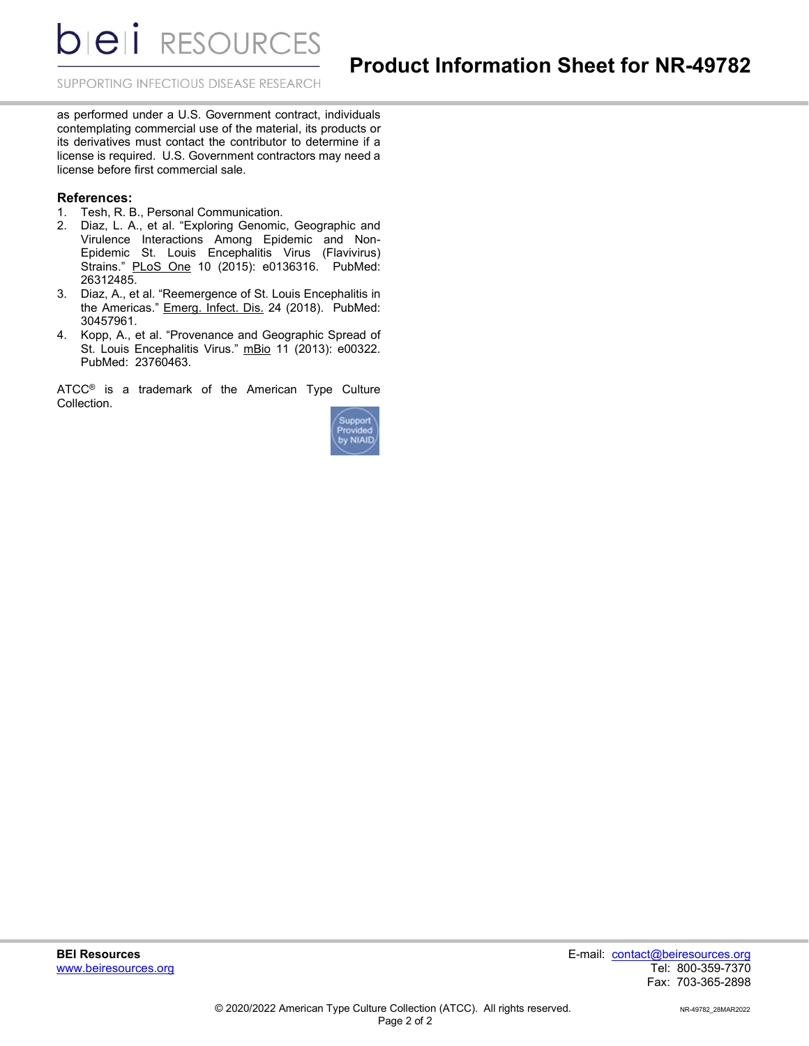as performed under a U.S. Government contract, individuals contemplating commercial use of the material, its products or its derivatives must contact the contributor to determine if a license is required. U.S. Government contractors may need a license before first commercial sale.

**References:**

1. Tesh, R. B., Personal Communication.
2. Diaz, L. A., et al. "Exploring Genomic, Geographic and Virulence Interactions Among Epidemic and Non-Epidemic St. Louis Encephalitis Virus (Flavivirus) Strains." PLoS One 10 (2015): e0136316. PubMed: 26312485.
3. Diaz, A., et al. "Reemergence of St. Louis Encephalitis in the Americas." Emerg. Infect. Dis. 24 (2018). PubMed: 30457961.
4. Kopp, A., et al. "Provenance and Geographic Spread of St. Louis Encephalitis Virus." mBio 11 (2013): e00322. PubMed: 23760463.

ATCC® is a trademark of the American Type Culture Collection.

Support Provided by NIAID

**BEI Resources**
www.beiresources.org

E-mail: contact@beiresources.org
Tel: 800-359-7370
Fax: 703-365-2898

© 2020/2022 American Type Culture Collection (ATCC). All rights reserved.

NR-49782_28MAR2022